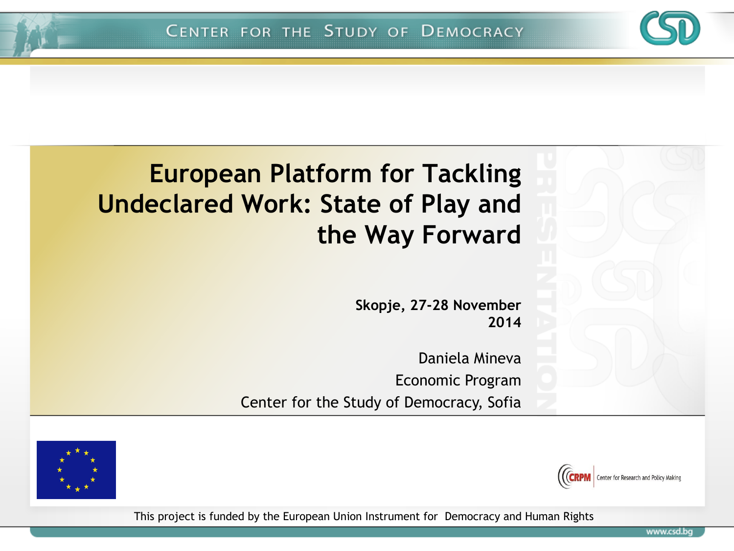# European Platform for Tackling Undeclared Work: State of Play and the Way Forward

**Skopje, 27-28 November 2014**

Daniela Mineva

Economic Program

Center for the Study of Democracy, Sofia

CRPM Center for Research and Policy Making

This project is funded by the European Union Instrument for Democracy and Human Rights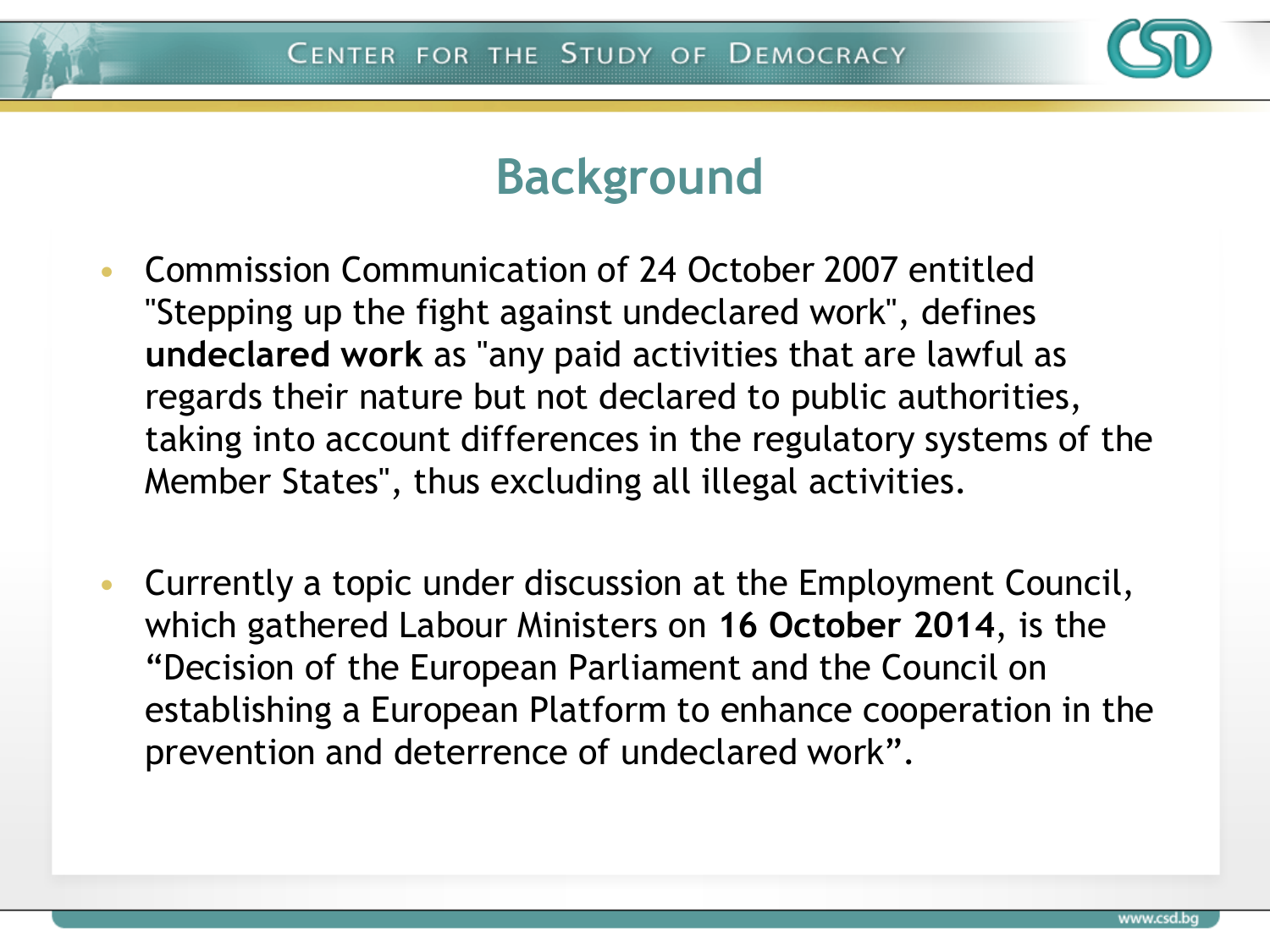# Background

- Commission Communication of 24 October 2007 entitled "Stepping up the fight against undeclared work", defines **undeclared work** as "any paid activities that are lawful as regards their nature but not declared to public authorities, taking into account differences in the regulatory systems of the Member States", thus excluding all illegal activities.

- Currently a topic under discussion at the Employment Council, which gathered Labour Ministers on **16 October 2014**, is the "Decision of the European Parliament and the Council on establishing a European Platform to enhance cooperation in the prevention and deterrence of undeclared work".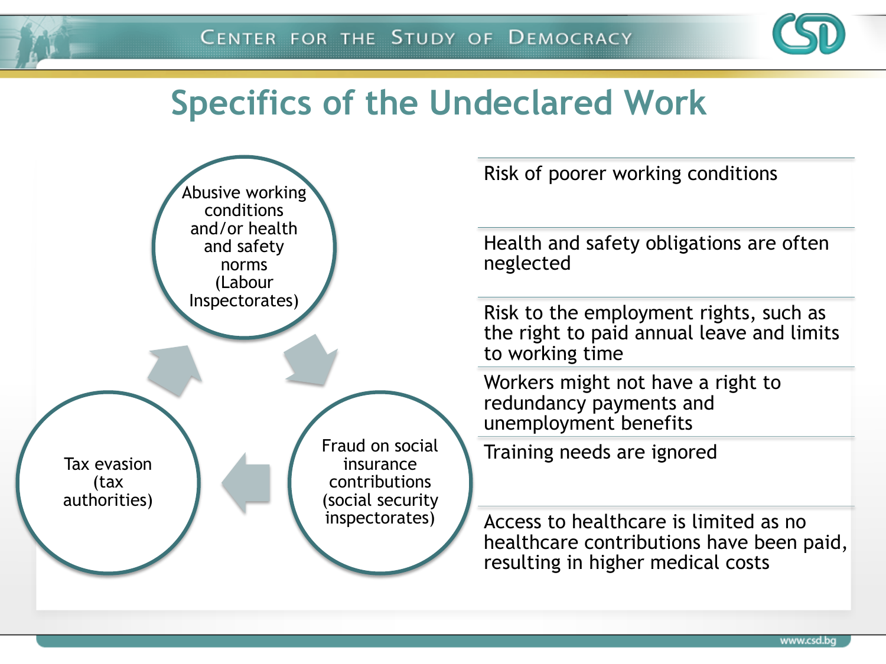# Specifics of the Undeclared Work

- Abusive working conditions and/or health and safety norms (Labour Inspectorates)
- Fraud on social insurance contributions (social security inspectorates)
- Tax evasion (tax authorities)

---

- Risk of poorer working conditions
- Health and safety obligations are often neglected
- Risk to the employment rights, such as the right to paid annual leave and limits to working time
- Workers might not have a right to redundancy payments and unemployment benefits
- Training needs are ignored
- Access to healthcare is limited as no healthcare contributions have been paid, resulting in higher medical costs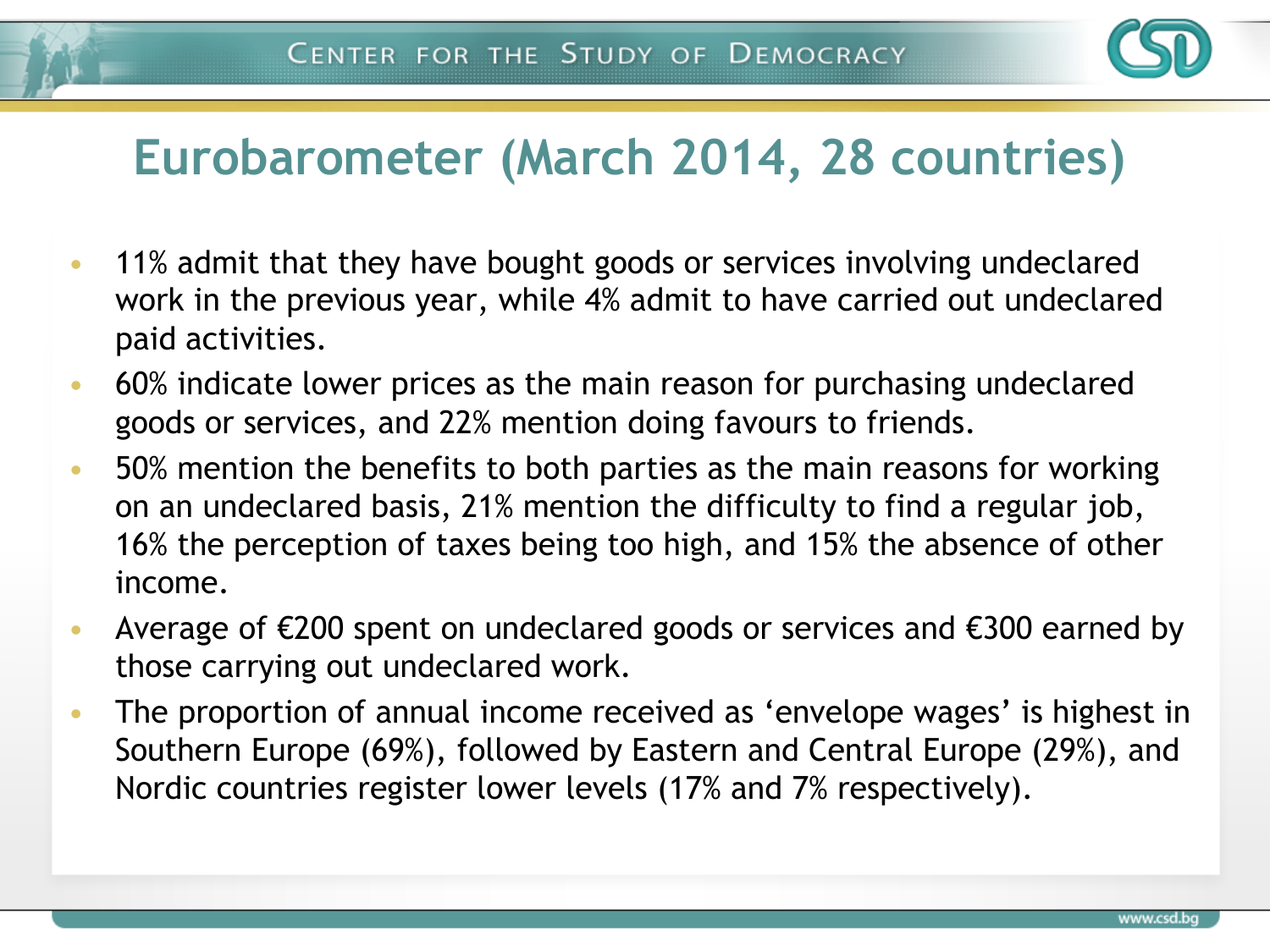# Eurobarometer (March 2014, 28 countries)

- 11% admit that they have bought goods or services involving undeclared work in the previous year, while 4% admit to have carried out undeclared paid activities.
- 60% indicate lower prices as the main reason for purchasing undeclared goods or services, and 22% mention doing favours to friends.
- 50% mention the benefits to both parties as the main reasons for working on an undeclared basis, 21% mention the difficulty to find a regular job, 16% the perception of taxes being too high, and 15% the absence of other income.
- Average of €200 spent on undeclared goods or services and €300 earned by those carrying out undeclared work.
- The proportion of annual income received as 'envelope wages' is highest in Southern Europe (69%), followed by Eastern and Central Europe (29%), and Nordic countries register lower levels (17% and 7% respectively).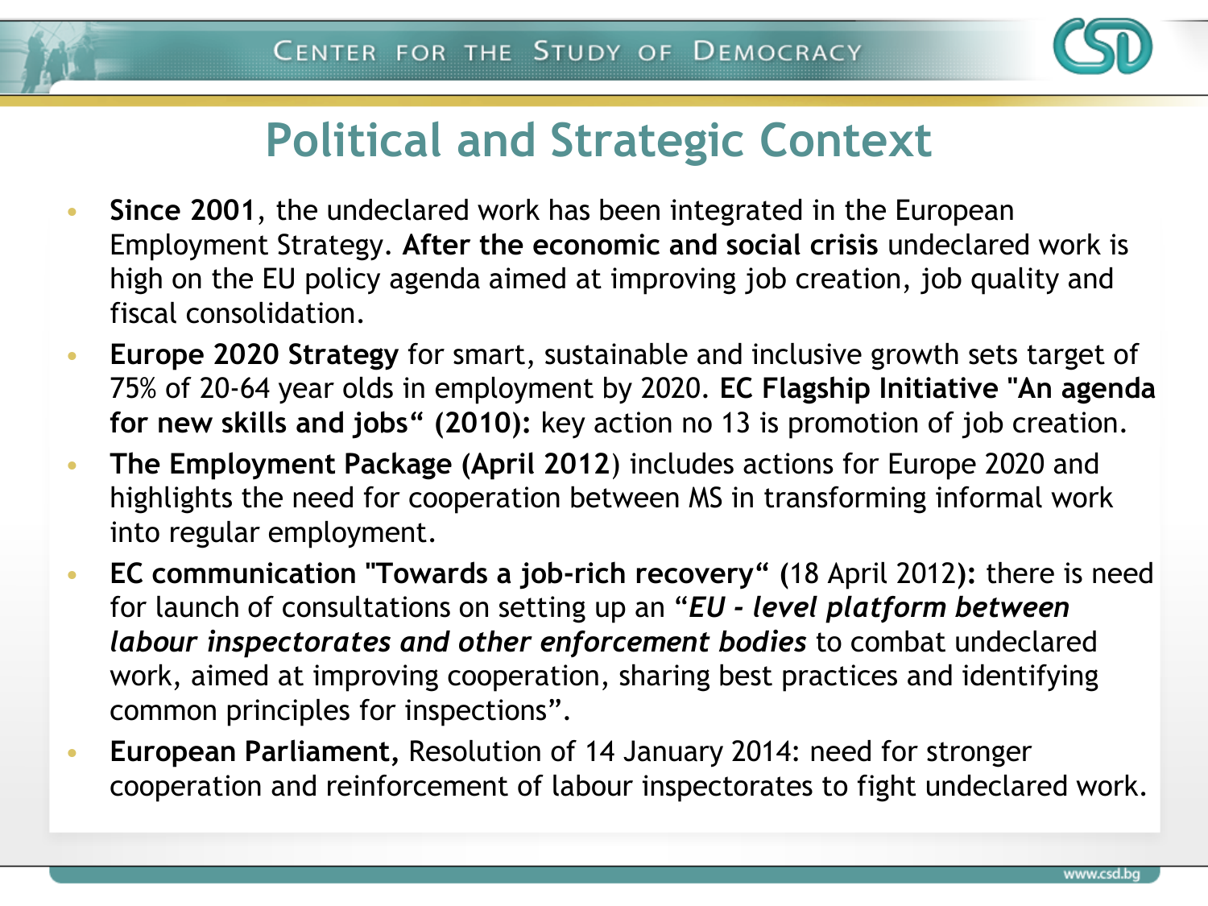# Political and Strategic Context

- **Since 2001**, the undeclared work has been integrated in the European Employment Strategy. **After the economic and social crisis** undeclared work is high on the EU policy agenda aimed at improving job creation, job quality and fiscal consolidation.
- **Europe 2020 Strategy** for smart, sustainable and inclusive growth sets target of 75% of 20-64 year olds in employment by 2020. **EC Flagship Initiative "An agenda for new skills and jobs" (2010):** key action no 13 is promotion of job creation.
- **The Employment Package (April 2012**) includes actions for Europe 2020 and highlights the need for cooperation between MS in transforming informal work into regular employment.
- **EC communication "Towards a job-rich recovery" (**18 April 2012**):** there is need for launch of consultations on setting up an "***EU - level platform between labour inspectorates and other enforcement bodies*** to combat undeclared work, aimed at improving cooperation, sharing best practices and identifying common principles for inspections".
- **European Parliament,** Resolution of 14 January 2014: need for stronger cooperation and reinforcement of labour inspectorates to fight undeclared work.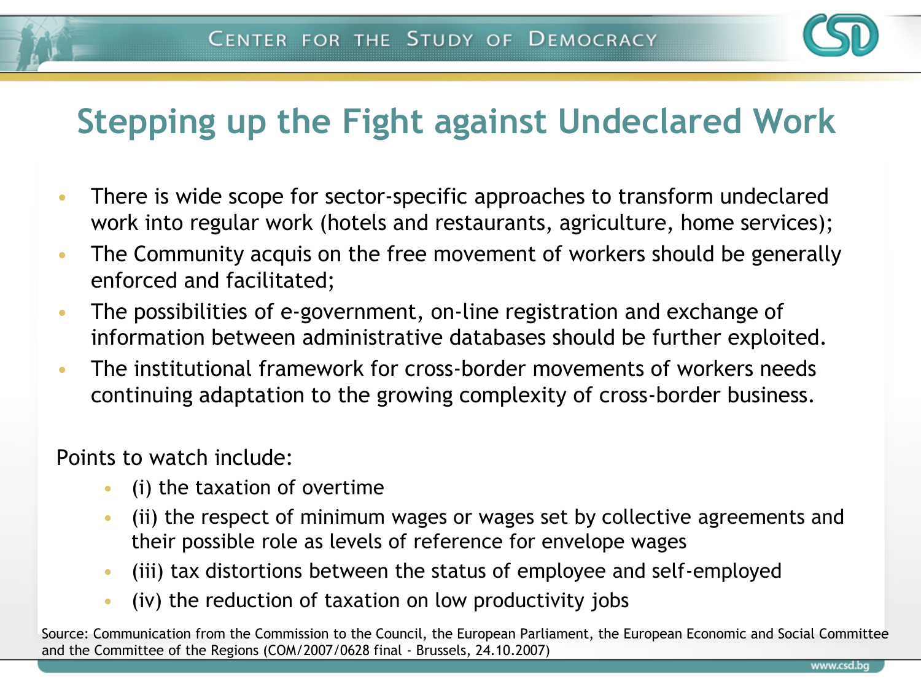# Stepping up the Fight against Undeclared Work

- There is wide scope for sector-specific approaches to transform undeclared work into regular work (hotels and restaurants, agriculture, home services);
- The Community acquis on the free movement of workers should be generally enforced and facilitated;
- The possibilities of e-government, on-line registration and exchange of information between administrative databases should be further exploited.
- The institutional framework for cross-border movements of workers needs continuing adaptation to the growing complexity of cross-border business.

Points to watch include:

- (i) the taxation of overtime
- (ii) the respect of minimum wages or wages set by collective agreements and their possible role as levels of reference for envelope wages
- (iii) tax distortions between the status of employee and self-employed
- (iv) the reduction of taxation on low productivity jobs

Source: Communication from the Commission to the Council, the European Parliament, the European Economic and Social Committee and the Committee of the Regions (COM/2007/0628 final - Brussels, 24.10.2007)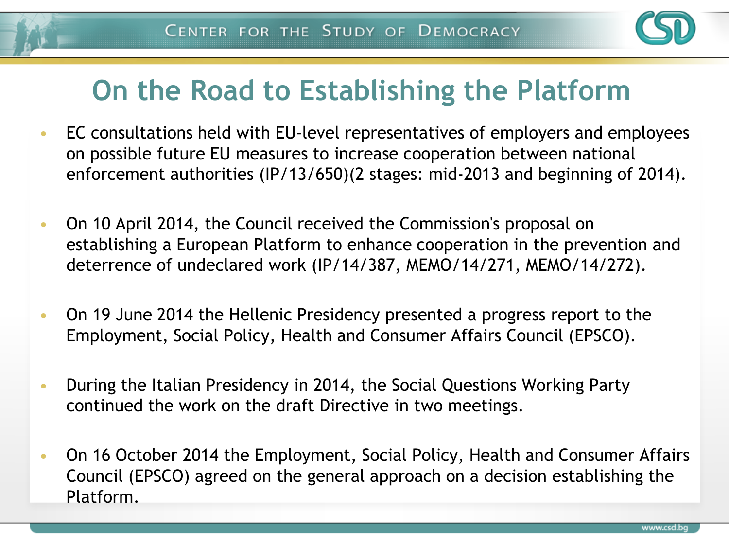# On the Road to Establishing the Platform

- EC consultations held with EU-level representatives of employers and employees on possible future EU measures to increase cooperation between national enforcement authorities (IP/13/650)(2 stages: mid-2013 and beginning of 2014).
- On 10 April 2014, the Council received the Commission's proposal on establishing a European Platform to enhance cooperation in the prevention and deterrence of undeclared work (IP/14/387, MEMO/14/271, MEMO/14/272).
- On 19 June 2014 the Hellenic Presidency presented a progress report to the Employment, Social Policy, Health and Consumer Affairs Council (EPSCO).
- During the Italian Presidency in 2014, the Social Questions Working Party continued the work on the draft Directive in two meetings.
- On 16 October 2014 the Employment, Social Policy, Health and Consumer Affairs Council (EPSCO) agreed on the general approach on a decision establishing the Platform.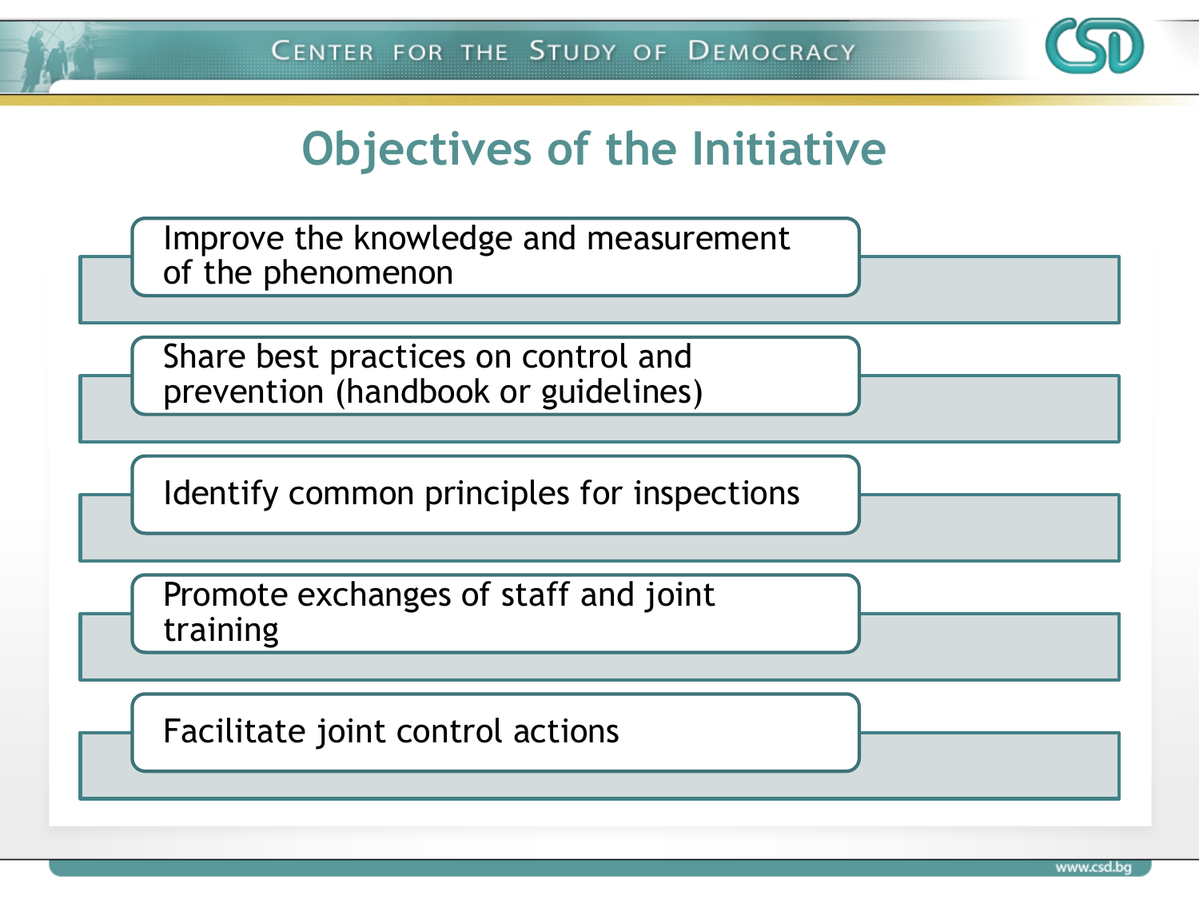# Objectives of the Initiative

- Improve the knowledge and measurement of the phenomenon
- Share best practices on control and prevention (handbook or guidelines)
- Identify common principles for inspections
- Promote exchanges of staff and joint training
- Facilitate joint control actions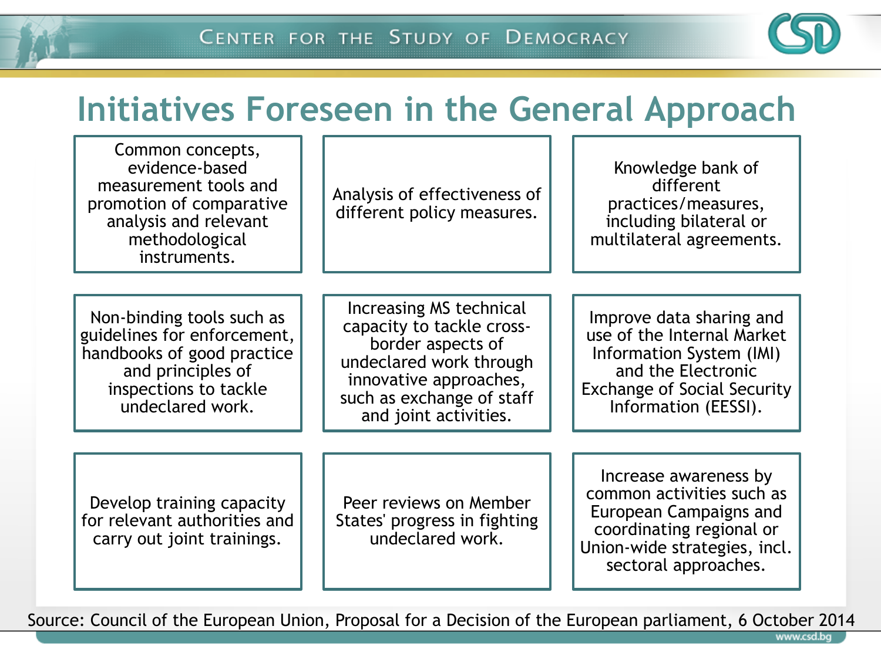# Initiatives Foreseen in the General Approach

- Common concepts, evidence-based measurement tools and promotion of comparative analysis and relevant methodological instruments.
- Analysis of effectiveness of different policy measures.
- Knowledge bank of different practices/measures, including bilateral or multilateral agreements.
- Non-binding tools such as guidelines for enforcement, handbooks of good practice and principles of inspections to tackle undeclared work.
- Increasing MS technical capacity to tackle cross-border aspects of undeclared work through innovative approaches, such as exchange of staff and joint activities.
- Improve data sharing and use of the Internal Market Information System (IMI) and the Electronic Exchange of Social Security Information (EESSI).
- Develop training capacity for relevant authorities and carry out joint trainings.
- Peer reviews on Member States' progress in fighting undeclared work.
- Increase awareness by common activities such as European Campaigns and coordinating regional or Union-wide strategies, incl. sectoral approaches.

Source: Council of the European Union, Proposal for a Decision of the European parliament, 6 October 2014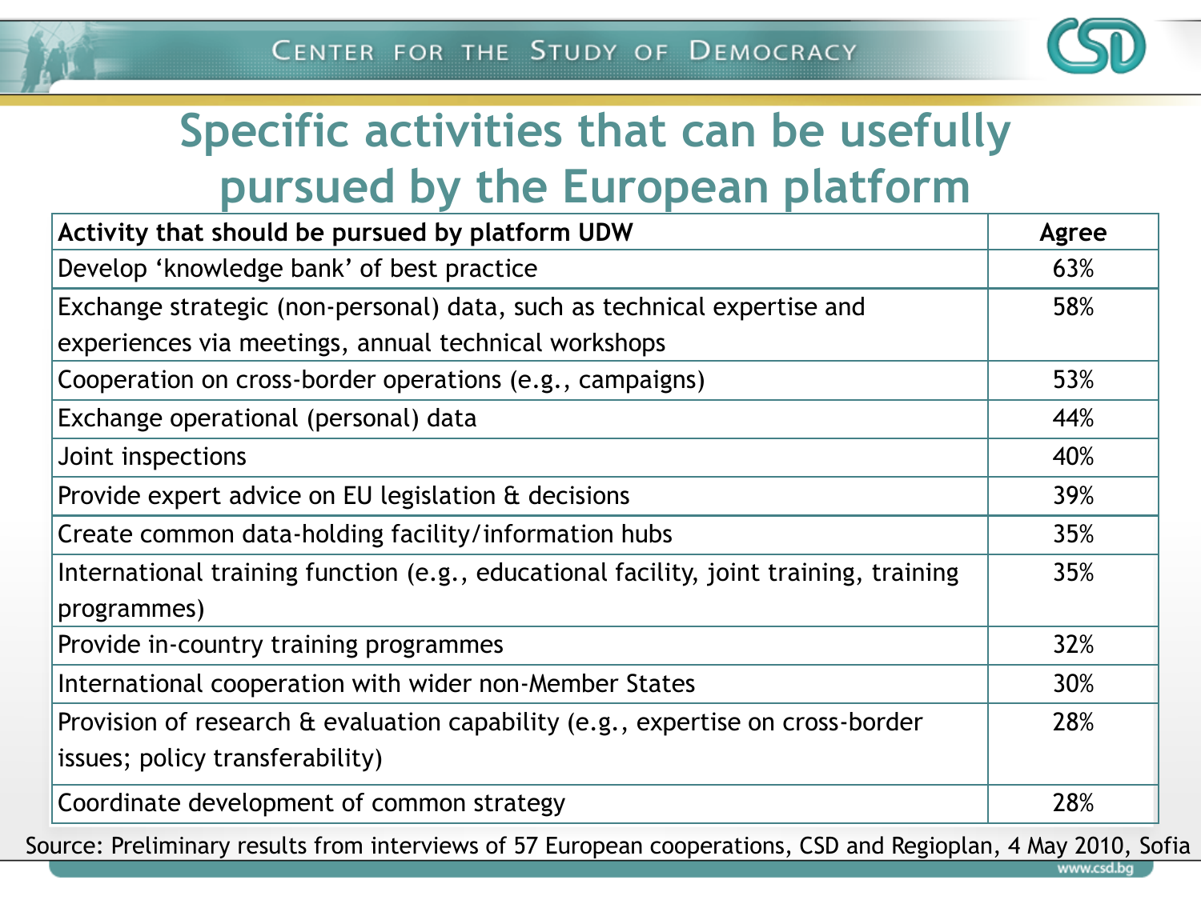# Specific activities that can be usefully pursued by the European platform

| Activity that should be pursued by platform UDW | Agree |
|---|---|
| Develop 'knowledge bank' of best practice | 63% |
| Exchange strategic (non-personal) data, such as technical expertise and experiences via meetings, annual technical workshops | 58% |
| Cooperation on cross-border operations (e.g., campaigns) | 53% |
| Exchange operational (personal) data | 44% |
| Joint inspections | 40% |
| Provide expert advice on EU legislation & decisions | 39% |
| Create common data-holding facility/information hubs | 35% |
| International training function (e.g., educational facility, joint training, training programmes) | 35% |
| Provide in-country training programmes | 32% |
| International cooperation with wider non-Member States | 30% |
| Provision of research & evaluation capability (e.g., expertise on cross-border issues; policy transferability) | 28% |
| Coordinate development of common strategy | 28% |

Source: Preliminary results from interviews of 57 European cooperations, CSD and Regioplan, 4 May 2010, Sofia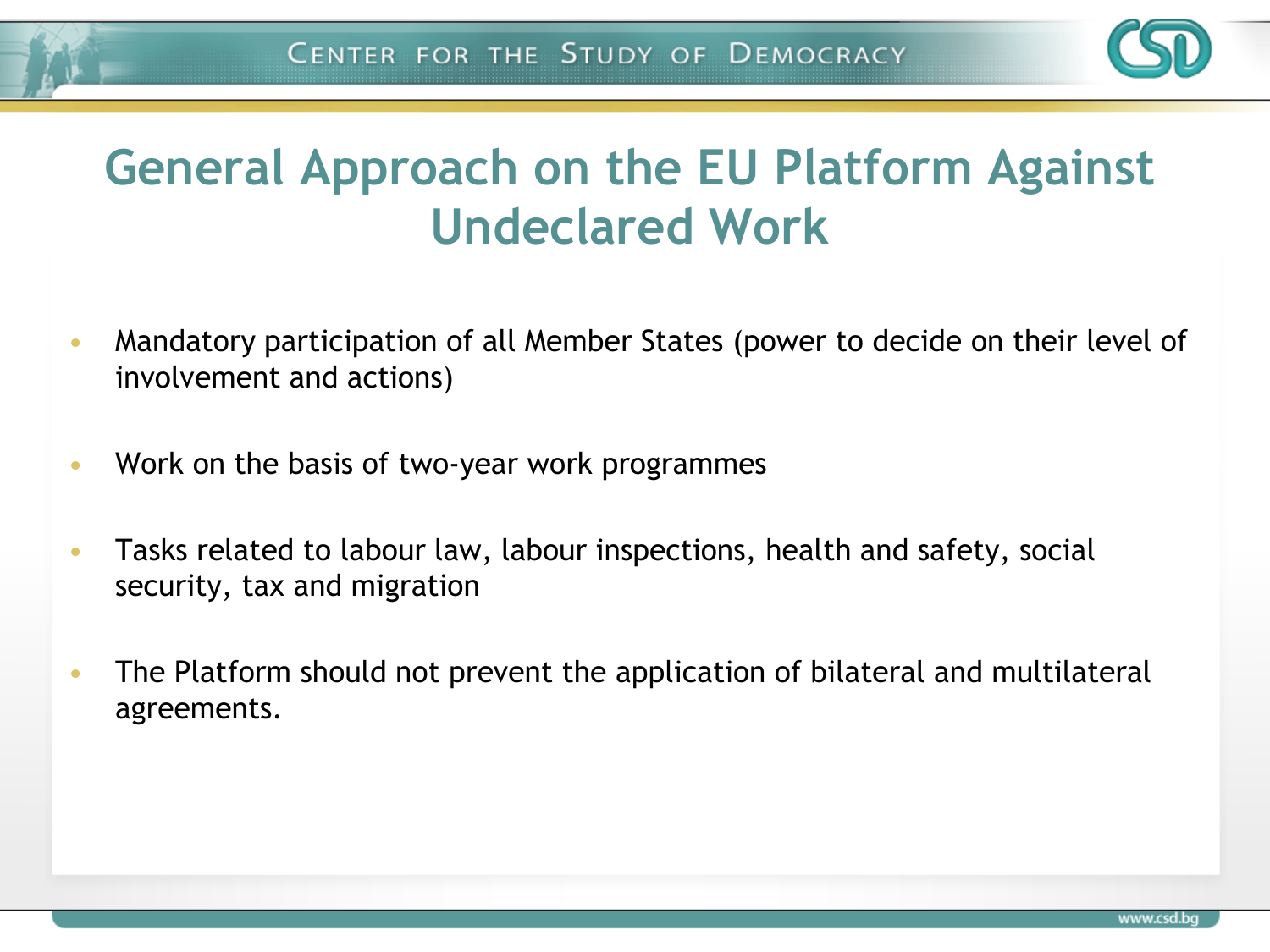# General Approach on the EU Platform Against Undeclared Work

- Mandatory participation of all Member States (power to decide on their level of involvement and actions)
- Work on the basis of two-year work programmes
- Tasks related to labour law, labour inspections, health and safety, social security, tax and migration
- The Platform should not prevent the application of bilateral and multilateral agreements.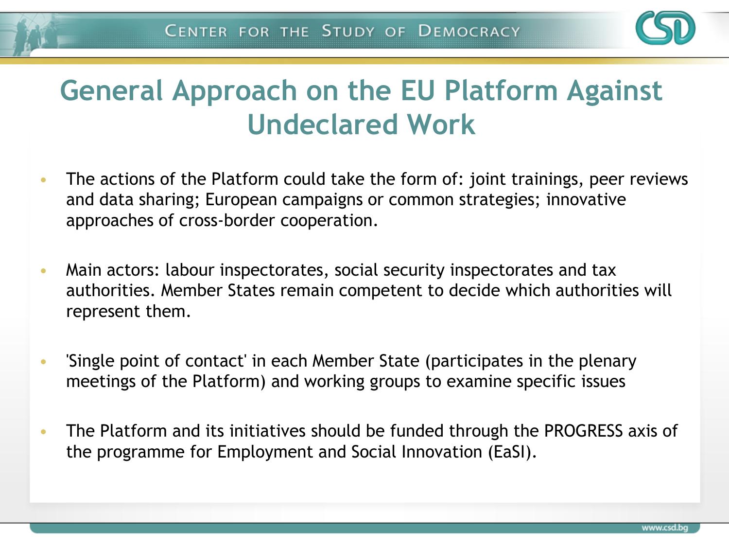# General Approach on the EU Platform Against Undeclared Work

- The actions of the Platform could take the form of: joint trainings, peer reviews and data sharing; European campaigns or common strategies; innovative approaches of cross-border cooperation.
- Main actors: labour inspectorates, social security inspectorates and tax authorities. Member States remain competent to decide which authorities will represent them.
- 'Single point of contact' in each Member State (participates in the plenary meetings of the Platform) and working groups to examine specific issues
- The Platform and its initiatives should be funded through the PROGRESS axis of the programme for Employment and Social Innovation (EaSI).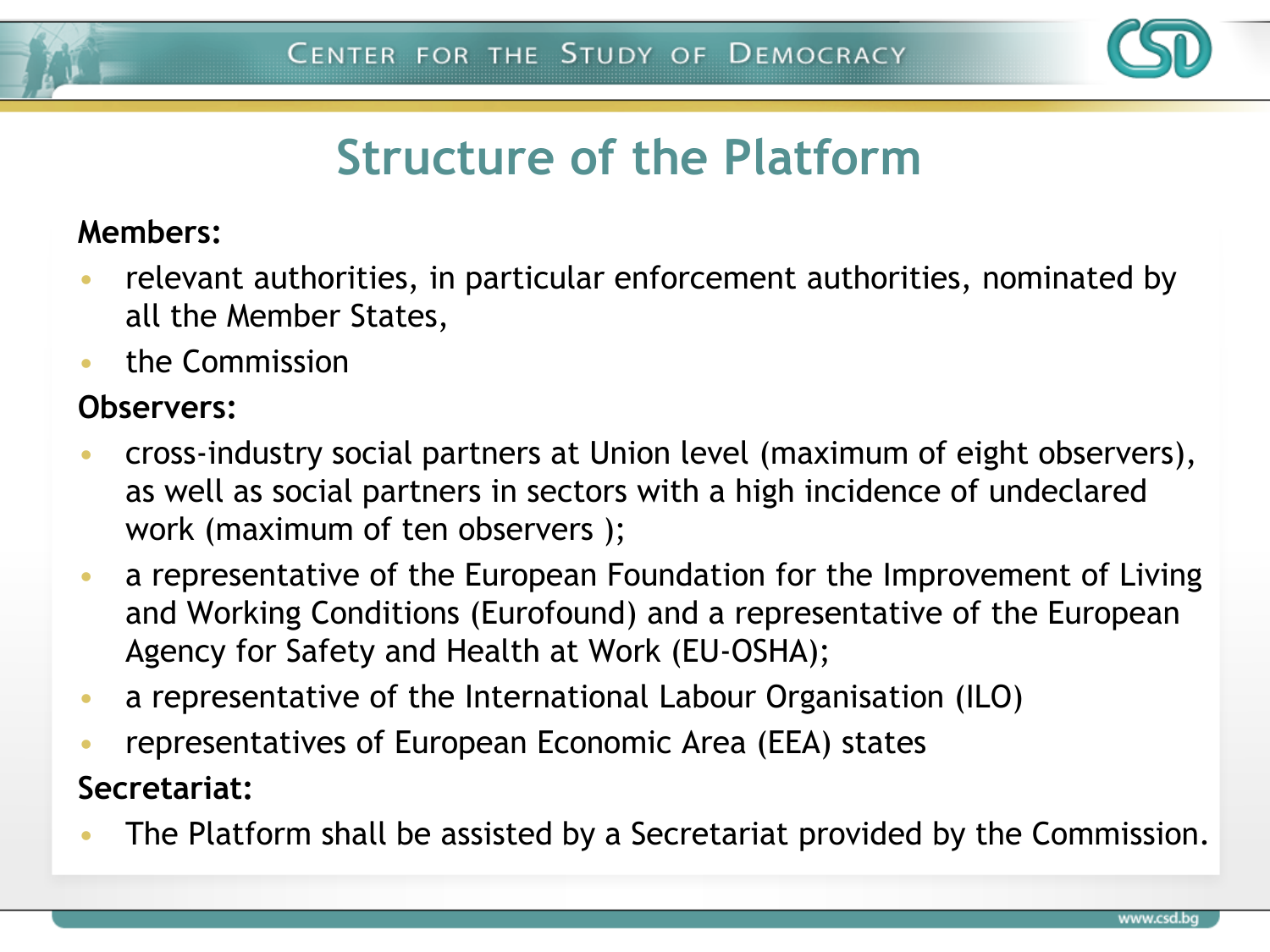# Structure of the Platform

**Members:**

- relevant authorities, in particular enforcement authorities, nominated by all the Member States,
- the Commission

**Observers:**

- cross-industry social partners at Union level (maximum of eight observers), as well as social partners in sectors with a high incidence of undeclared work (maximum of ten observers );
- a representative of the European Foundation for the Improvement of Living and Working Conditions (Eurofound) and a representative of the European Agency for Safety and Health at Work (EU-OSHA);
- a representative of the International Labour Organisation (ILO)
- representatives of European Economic Area (EEA) states

**Secretariat:**

- The Platform shall be assisted by a Secretariat provided by the Commission.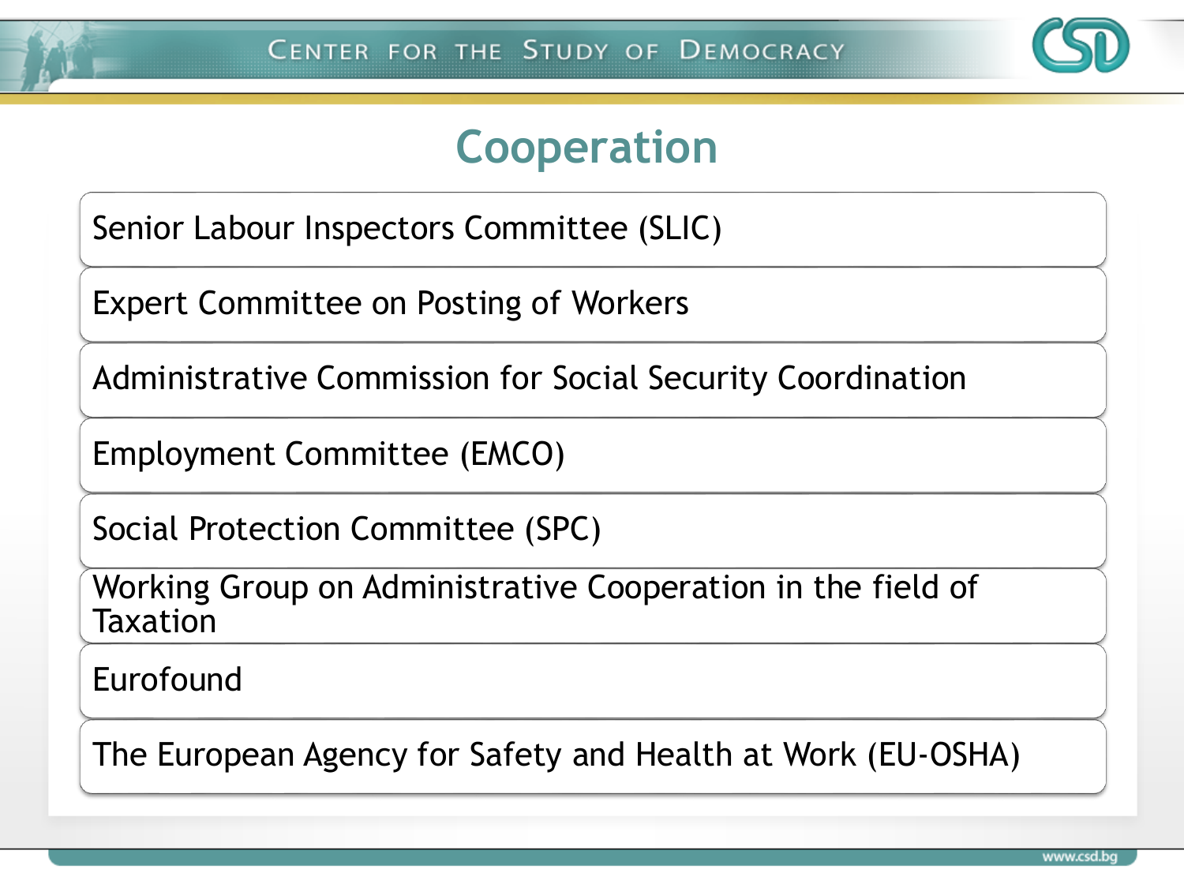# Cooperation

- Senior Labour Inspectors Committee (SLIC)
- Expert Committee on Posting of Workers
- Administrative Commission for Social Security Coordination
- Employment Committee (EMCO)
- Social Protection Committee (SPC)
- Working Group on Administrative Cooperation in the field of Taxation
- Eurofound
- The European Agency for Safety and Health at Work (EU-OSHA)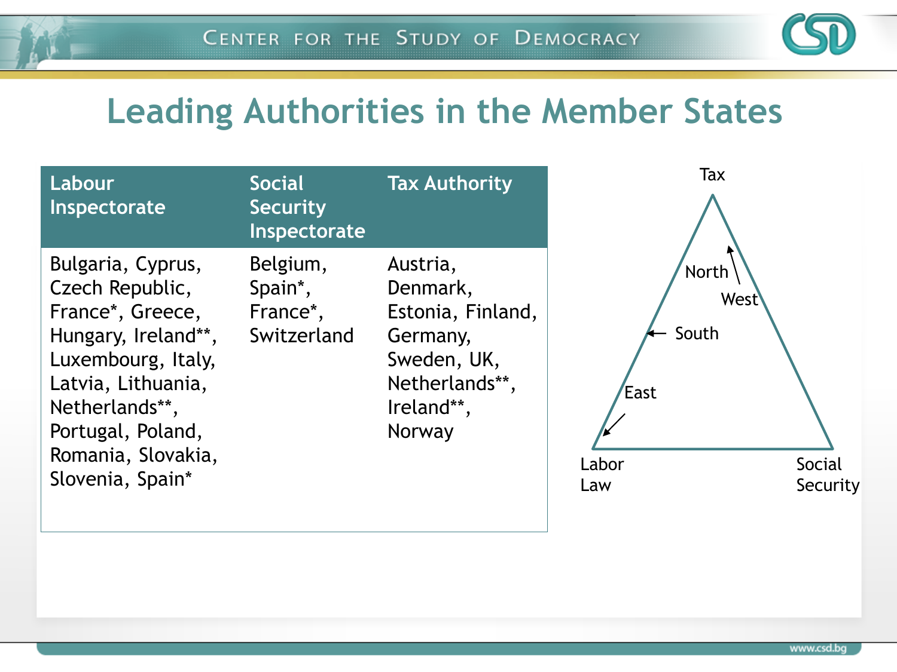# Leading Authorities in the Member States

| Labour Inspectorate | Social Security Inspectorate | Tax Authority |
|---|---|---|
| Bulgaria, Cyprus, Czech Republic, France*, Greece, Hungary, Ireland**, Luxembourg, Italy, Latvia, Lithuania, Netherlands**, Portugal, Poland, Romania, Slovakia, Slovenia, Spain* | Belgium, Spain*, France*, Switzerland | Austria, Denmark, Estonia, Finland, Germany, Sweden, UK, Netherlands**, Ireland**, Norway |

Tax

North

West

South

East

Labor Law

Social Security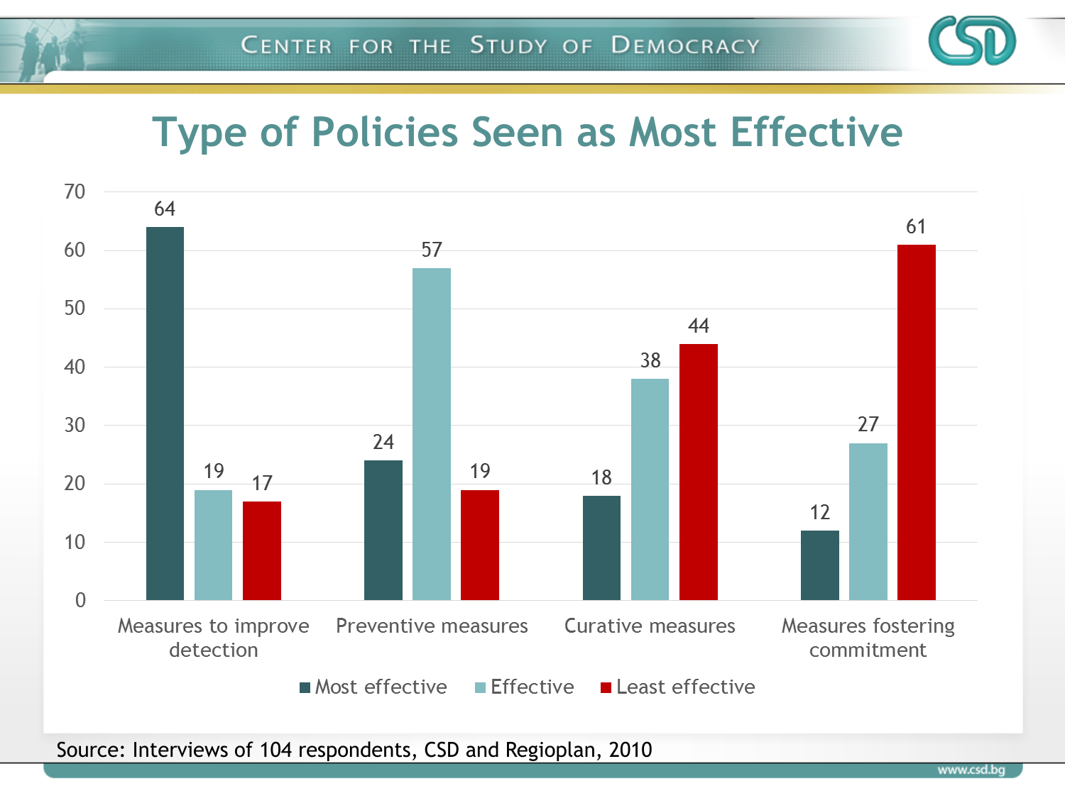# Type of Policies Seen as Most Effective

| | Most effective | Effective | Least effective |
|---|---|---|---|
| Measures to improve detection | 64 | 19 | 17 |
| Preventive measures | 24 | 57 | 19 |
| Curative measures | 18 | 38 | 44 |
| Measures fostering commitment | 12 | 27 | 61 |

Source: Interviews of 104 respondents, CSD and Regioplan, 2010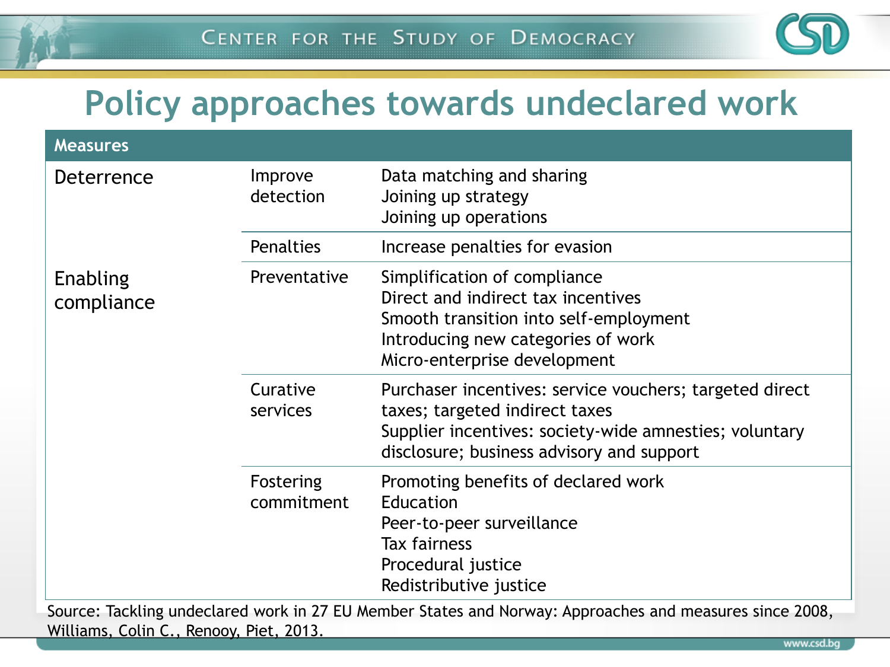# Policy approaches towards undeclared work

| Measures | | |
|---|---|---|
| Deterrence | Improve detection | Data matching and sharing<br>Joining up strategy<br>Joining up operations |
| | Penalties | Increase penalties for evasion |
| Enabling compliance | Preventative | Simplification of compliance<br>Direct and indirect tax incentives<br>Smooth transition into self-employment<br>Introducing new categories of work<br>Micro-enterprise development |
| | Curative services | Purchaser incentives: service vouchers; targeted direct taxes; targeted indirect taxes<br>Supplier incentives: society-wide amnesties; voluntary disclosure; business advisory and support |
| | Fostering commitment | Promoting benefits of declared work<br>Education<br>Peer-to-peer surveillance<br>Tax fairness<br>Procedural justice<br>Redistributive justice |

Source: Tackling undeclared work in 27 EU Member States and Norway: Approaches and measures since 2008, Williams, Colin C., Renooy, Piet, 2013.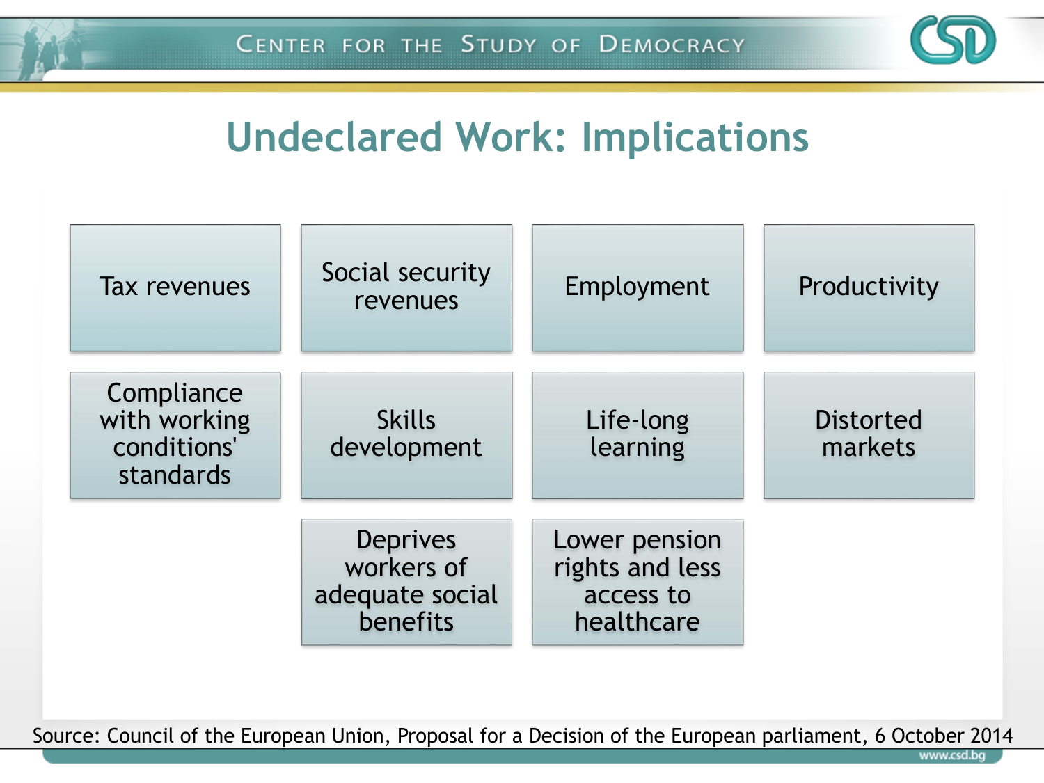# Undeclared Work: Implications

- Tax revenues
- Social security revenues
- Employment
- Productivity
- Compliance with working conditions' standards
- Skills development
- Life-long learning
- Distorted markets
- Deprives workers of adequate social benefits
- Lower pension rights and less access to healthcare

Source: Council of the European Union, Proposal for a Decision of the European parliament, 6 October 2014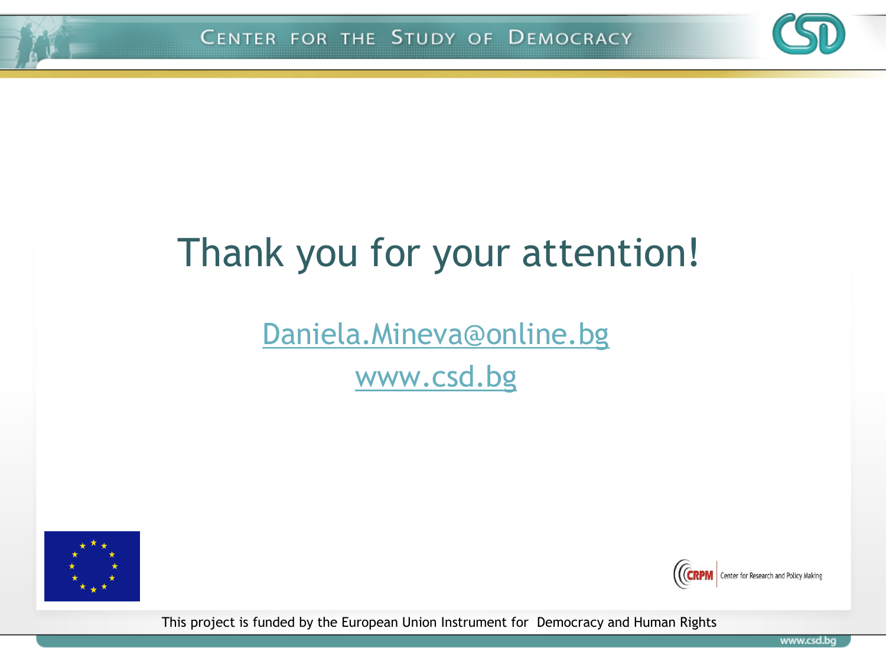# Thank you for your attention!

Daniela.Mineva@online.bg

www.csd.bg

CRPM Center for Research and Policy Making

This project is funded by the European Union Instrument for Democracy and Human Rights